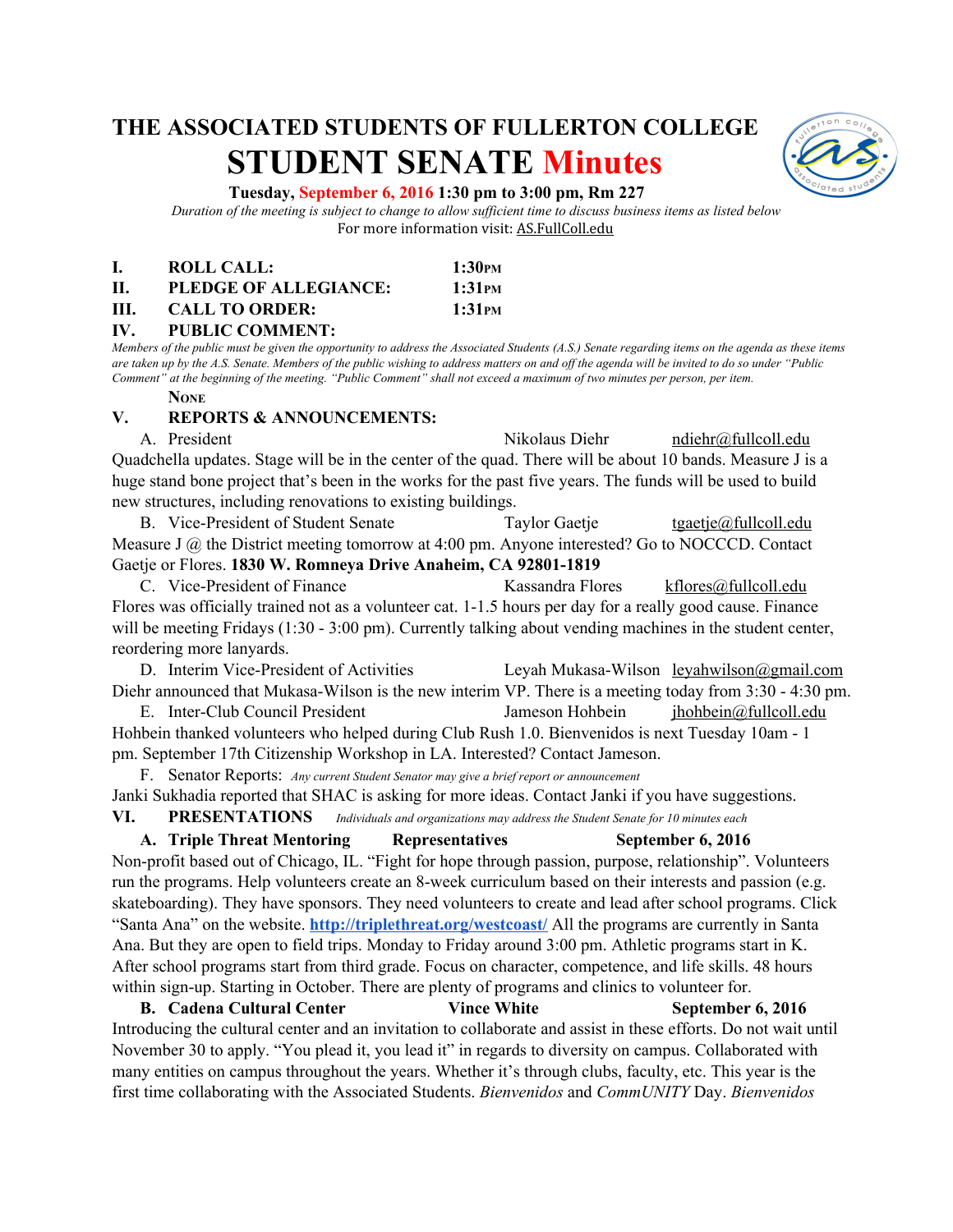# THE ASSOCIATED STUDENTS OF FULLERTON COLLEGE

# STUDENT SENATE Minutes

**Tuesday, September 6, 2016 1:30 pm to 3:00 pm, Rm 227**

*Duration of the meeting is subject to change to allow sufficient time to discuss business items as listed below*

For more information visit: AS.FullColl.edu

**I. ROLL CALL:** 1:30PM

**II. PLEDGE OF ALLEGIANCE:** 1:31PM

**III. CALL TO ORDER:** 1:31PM

**IV. PUBLIC COMMENT:**

*Members of the public must be given the opportunity to address the Associated Students (A.S.) Senate regarding items on the agenda as these items are taken up by the A.S. Senate. Members of the public wishing to address matters on and off the agenda will be invited to do so under "Public Comment" at the beginning of the meeting. "Public Comment" shall not exceed a maximum of two minutes per person, per item.*

**NONE**

**V. REPORTS & ANNOUNCEMENTS:**

A. President — Nikolaus Diehr — ndiehr@fullcoll.edu

Quadchella updates. Stage will be in the center of the quad. There will be about 10 bands. Measure J is a huge stand bone project that's been in the works for the past five years. The funds will be used to build new structures, including renovations to existing buildings.

B. Vice-President of Student Senate — Taylor Gaetje — tgaetje@fullcoll.edu

Measure J @ the District meeting tomorrow at 4:00 pm. Anyone interested? Go to NOCCCD. Contact Gaetje or Flores. **1830 W. Romneya Drive Anaheim, CA 92801-1819**

C. Vice-President of Finance — Kassandra Flores — kflores@fullcoll.edu

Flores was officially trained not as a volunteer cat. 1-1.5 hours per day for a really good cause. Finance will be meeting Fridays (1:30 - 3:00 pm). Currently talking about vending machines in the student center, reordering more lanyards.

D. Interim Vice-President of Activities — Leyah Mukasa-Wilson — leyahwilson@gmail.com

Diehr announced that Mukasa-Wilson is the new interim VP. There is a meeting today from 3:30 - 4:30 pm.

E. Inter-Club Council President — Jameson Hohbein — jhohbein@fullcoll.edu

Hohbein thanked volunteers who helped during Club Rush 1.0. Bienvenidos is next Tuesday 10am - 1 pm. September 17th Citizenship Workshop in LA. Interested? Contact Jameson.

F. Senator Reports: *Any current Student Senator may give a brief report or announcement*

Janki Sukhadia reported that SHAC is asking for more ideas. Contact Janki if you have suggestions.

**VI. PRESENTATIONS** *Individuals and organizations may address the Student Senate for 10 minutes each*

**A. Triple Threat Mentoring — Representatives — September 6, 2016**

Non-profit based out of Chicago, IL. "Fight for hope through passion, purpose, relationship". Volunteers run the programs. Help volunteers create an 8-week curriculum based on their interests and passion (e.g. skateboarding). They have sponsors. They need volunteers to create and lead after school programs. Click "Santa Ana" on the website. **http://triplethreat.org/westcoast/** All the programs are currently in Santa Ana. But they are open to field trips. Monday to Friday around 3:00 pm. Athletic programs start in K. After school programs start from third grade. Focus on character, competence, and life skills. 48 hours within sign-up. Starting in October. There are plenty of programs and clinics to volunteer for.

**B. Cadena Cultural Center — Vince White — September 6, 2016**

Introducing the cultural center and an invitation to collaborate and assist in these efforts. Do not wait until November 30 to apply. "You plead it, you lead it" in regards to diversity on campus. Collaborated with many entities on campus throughout the years. Whether it's through clubs, faculty, etc. This year is the first time collaborating with the Associated Students. *Bienvenidos* and *CommUNITY* Day. *Bienvenidos*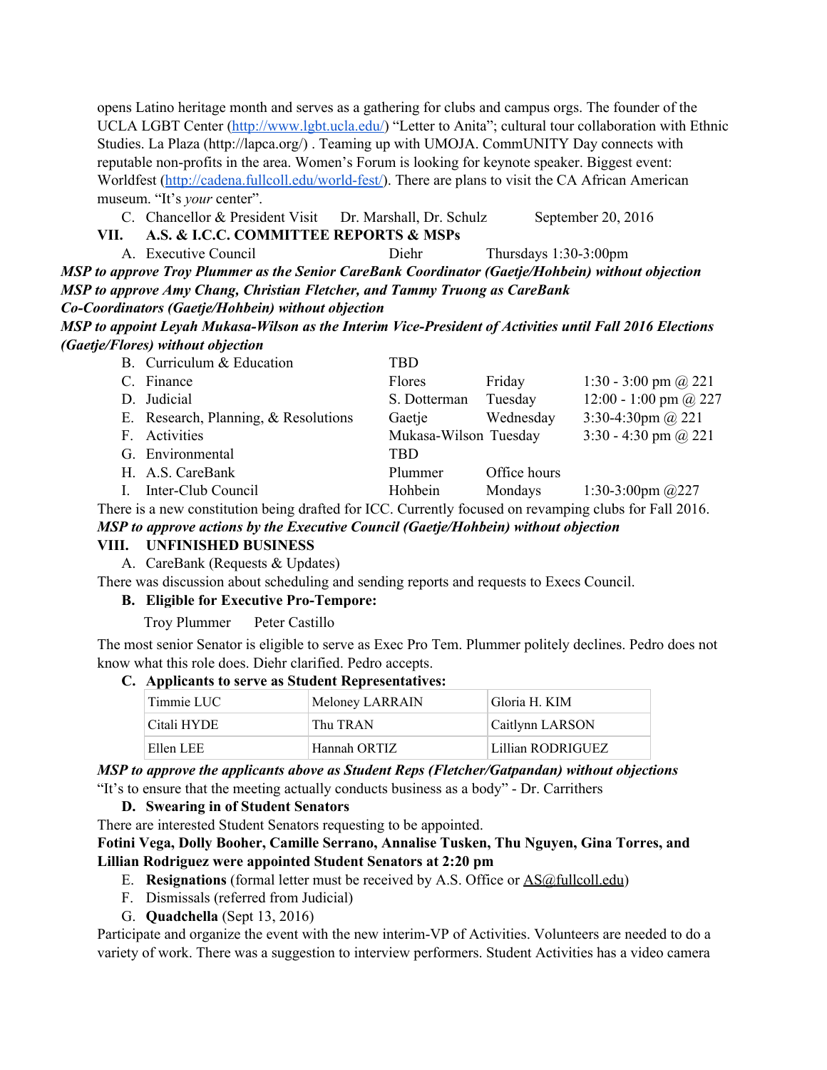opens Latino heritage month and serves as a gathering for clubs and campus orgs. The founder of the UCLA LGBT Center (http://www.lgbt.ucla.edu/) "Letter to Anita"; cultural tour collaboration with Ethnic Studies. La Plaza (http://lapca.org/) . Teaming up with UMOJA. CommUNITY Day connects with reputable non-profits in the area. Women's Forum is looking for keynote speaker. Biggest event: Worldfest (http://cadena.fullcoll.edu/world-fest/). There are plans to visit the CA African American museum. "It's *your* center".

C. Chancellor & President Visit — Dr. Marshall, Dr. Schulz — September 20, 2016

## VII. A.S. & I.C.C. COMMITTEE REPORTS & MSPs

A. Executive Council — Diehr — Thursdays 1:30-3:00pm

***MSP to approve Troy Plummer as the Senior CareBank Coordinator (Gaetje/Hohbein) without objection***

***MSP to approve Amy Chang, Christian Fletcher, and Tammy Truong as CareBank Co-Coordinators (Gaetje/Hohbein) without objection***

***MSP to appoint Leyah Mukasa-Wilson as the Interim Vice-President of Activities until Fall 2016 Elections (Gaetje/Flores) without objection***

| | Committee | Chair | Day | Time |
|---|---|---|---|---|
| B. | Curriculum & Education | TBD | | |
| C. | Finance | Flores | Friday | 1:30 - 3:00 pm @ 221 |
| D. | Judicial | S. Dotterman | Tuesday | 12:00 - 1:00 pm @ 227 |
| E. | Research, Planning, & Resolutions | Gaetje | Wednesday | 3:30-4:30pm @ 221 |
| F. | Activities | Mukasa-Wilson | Tuesday | 3:30 - 4:30 pm @ 221 |
| G. | Environmental | TBD | | |
| H. | A.S. CareBank | Plummer | Office hours | |
| I. | Inter-Club Council | Hohbein | Mondays | 1:30-3:00pm @227 |

There is a new constitution being drafted for ICC. Currently focused on revamping clubs for Fall 2016.

***MSP to approve actions by the Executive Council (Gaetje/Hohbein) without objection***

## VIII. UNFINISHED BUSINESS

A. CareBank (Requests & Updates)

There was discussion about scheduling and sending reports and requests to Execs Council.

**B. Eligible for Executive Pro-Tempore:**

Troy Plummer    Peter Castillo

The most senior Senator is eligible to serve as Exec Pro Tem. Plummer politely declines. Pedro does not know what this role does. Diehr clarified. Pedro accepts.

**C. Applicants to serve as Student Representatives:**

| | | |
|---|---|---|
| Timmie LUC | Meloney LARRAIN | Gloria H. KIM |
| Citali HYDE | Thu TRAN | Caitlynn LARSON |
| Ellen LEE | Hannah ORTIZ | Lillian RODRIGUEZ |

***MSP to approve the applicants above as Student Reps (Fletcher/Gatpandan) without objections***

"It's to ensure that the meeting actually conducts business as a body" - Dr. Carrithers

**D. Swearing in of Student Senators**

There are interested Student Senators requesting to be appointed.

**Fotini Vega, Dolly Booher, Camille Serrano, Annalise Tusken, Thu Nguyen, Gina Torres, and Lillian Rodriguez were appointed Student Senators at 2:20 pm**

E. **Resignations** (formal letter must be received by A.S. Office or AS@fullcoll.edu)

F. Dismissals (referred from Judicial)

G. **Quadchella** (Sept 13, 2016)

Participate and organize the event with the new interim-VP of Activities. Volunteers are needed to do a variety of work. There was a suggestion to interview performers. Student Activities has a video camera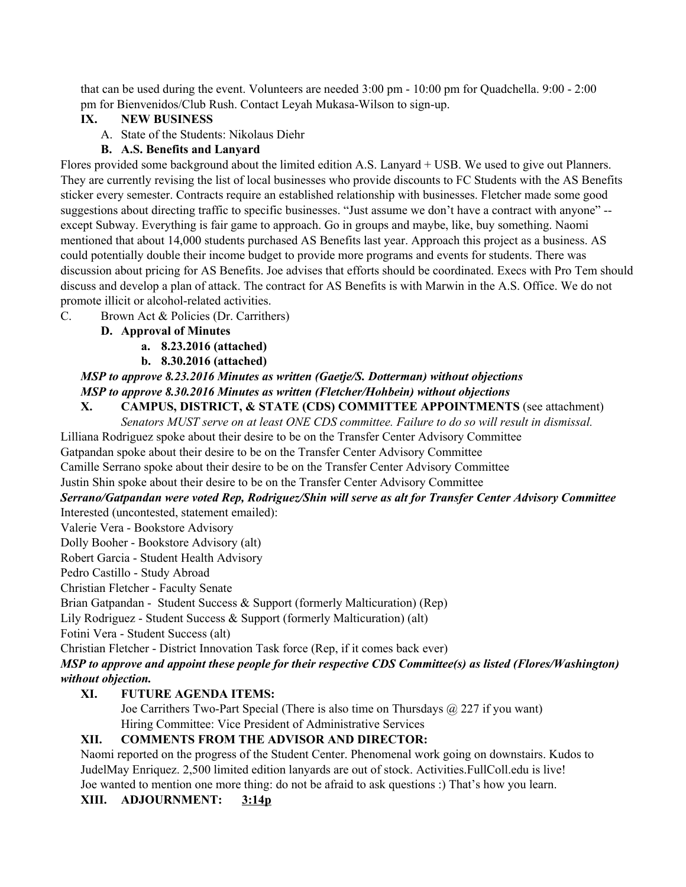that can be used during the event. Volunteers are needed 3:00 pm - 10:00 pm for Quadchella. 9:00 - 2:00 pm for Bienvenidos/Club Rush. Contact Leyah Mukasa-Wilson to sign-up.

**IX. NEW BUSINESS**

A. State of the Students: Nikolaus Diehr

**B. A.S. Benefits and Lanyard**

Flores provided some background about the limited edition A.S. Lanyard + USB. We used to give out Planners. They are currently revising the list of local businesses who provide discounts to FC Students with the AS Benefits sticker every semester. Contracts require an established relationship with businesses. Fletcher made some good suggestions about directing traffic to specific businesses. "Just assume we don't have a contract with anyone" -- except Subway. Everything is fair game to approach. Go in groups and maybe, like, buy something. Naomi mentioned that about 14,000 students purchased AS Benefits last year. Approach this project as a business. AS could potentially double their income budget to provide more programs and events for students. There was discussion about pricing for AS Benefits. Joe advises that efforts should be coordinated. Execs with Pro Tem should discuss and develop a plan of attack. The contract for AS Benefits is with Marwin in the A.S. Office. We do not promote illicit or alcohol-related activities.

C. Brown Act & Policies (Dr. Carrithers)

**D. Approval of Minutes**

**a. 8.23.2016 (attached)**

**b. 8.30.2016 (attached)**

***MSP to approve 8.23.2016 Minutes as written (Gaetje/S. Dotterman) without objections***
***MSP to approve 8.30.2016 Minutes as written (Fletcher/Hohbein) without objections***

**X. CAMPUS, DISTRICT, & STATE (CDS) COMMITTEE APPOINTMENTS** (see attachment)

*Senators MUST serve on at least ONE CDS committee. Failure to do so will result in dismissal.*

Lilliana Rodriguez spoke about their desire to be on the Transfer Center Advisory Committee
Gatpandan spoke about their desire to be on the Transfer Center Advisory Committee
Camille Serrano spoke about their desire to be on the Transfer Center Advisory Committee
Justin Shin spoke about their desire to be on the Transfer Center Advisory Committee

***Serrano/Gatpandan were voted Rep, Rodriguez/Shin will serve as alt for Transfer Center Advisory Committee***

Interested (uncontested, statement emailed):

Valerie Vera - Bookstore Advisory
Dolly Booher - Bookstore Advisory (alt)
Robert Garcia - Student Health Advisory
Pedro Castillo - Study Abroad
Christian Fletcher - Faculty Senate
Brian Gatpandan - Student Success & Support (formerly Malticuration) (Rep)
Lily Rodriguez - Student Success & Support (formerly Malticuration) (alt)
Fotini Vera - Student Success (alt)
Christian Fletcher - District Innovation Task force (Rep, if it comes back ever)

***MSP to approve and appoint these people for their respective CDS Committee(s) as listed (Flores/Washington) without objection.***

**XI. FUTURE AGENDA ITEMS:**

Joe Carrithers Two-Part Special (There is also time on Thursdays @ 227 if you want)
Hiring Committee: Vice President of Administrative Services

**XII. COMMENTS FROM THE ADVISOR AND DIRECTOR:**

Naomi reported on the progress of the Student Center. Phenomenal work going on downstairs. Kudos to JudelMay Enriquez. 2,500 limited edition lanyards are out of stock. Activities.FullColl.edu is live!
Joe wanted to mention one more thing: do not be afraid to ask questions :) That's how you learn.

**XIII. ADJOURNMENT: 3:14p**